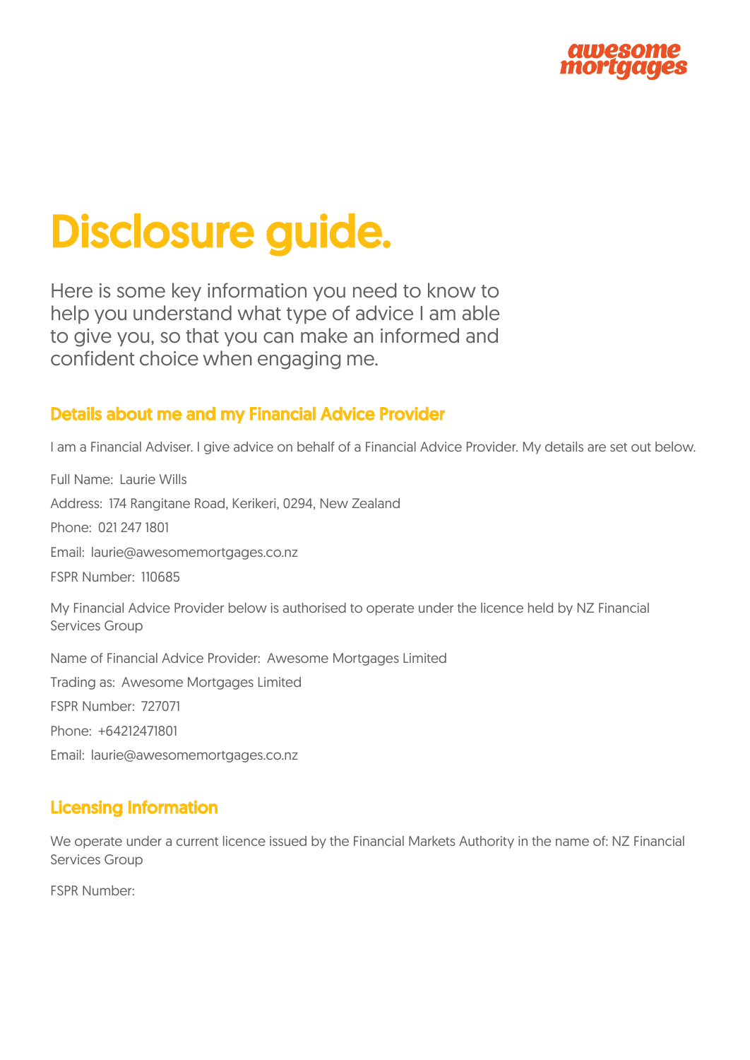# Disclosure guide.

Here is some key information you need to know to help you understand what type of advice I am able to give you, so that you can make an informed and confident choice when engaging me.

## Details about me and my Financial Advice Provider

I am a Financial Adviser. I give advice on behalf of a Financial Advice Provider. My details are set out below.

Full Name: Laurie Wills

Address: 174 Rangitane Road, Kerikeri, 0294, New Zealand

Phone: 021 247 1801

Email: laurie@awesomemortgages.co.nz

FSPR Number: 110685

My Financial Advice Provider below is authorised to operate under the licence held by NZ Financial Services Group

Name of Financial Advice Provider: Awesome Mortgages Limited

Trading as: Awesome Mortgages Limited

FSPR Number: 727071

Phone: +64212471801

Email: laurie@awesomemortgages.co.nz

## Licensing Information

We operate under a current licence issued by the Financial Markets Authority in the name of: NZ Financial Services Group

FSPR Number: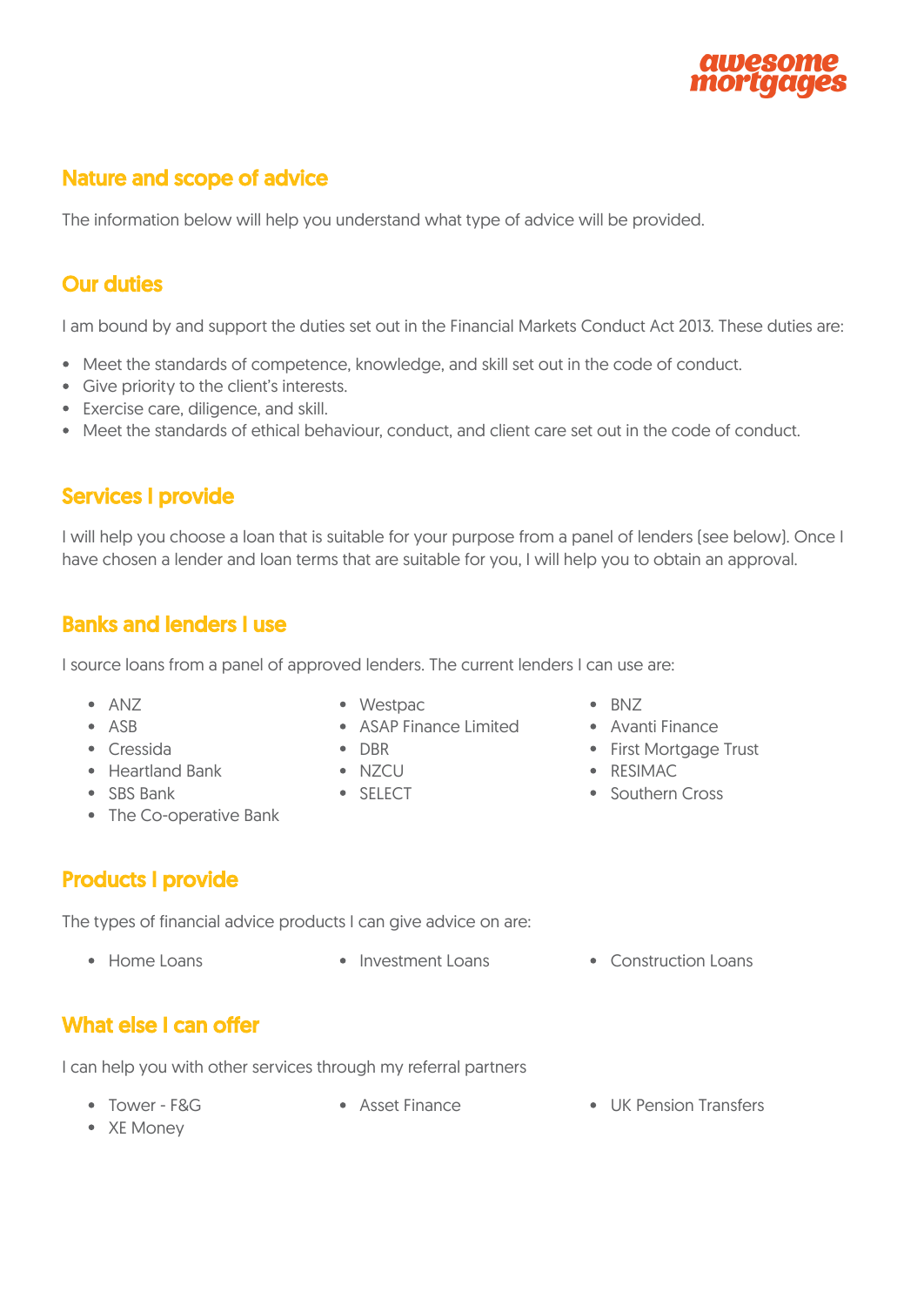## Nature and scope of advice

The information below will help you understand what type of advice will be provided.

## Our duties

I am bound by and support the duties set out in the Financial Markets Conduct Act 2013. These duties are:

- Meet the standards of competence, knowledge, and skill set out in the code of conduct.
- Give priority to the client's interests.
- Exercise care, diligence, and skill.
- Meet the standards of ethical behaviour, conduct, and client care set out in the code of conduct.

## Services I provide

I will help you choose a loan that is suitable for your purpose from a panel of lenders (see below). Once I have chosen a lender and loan terms that are suitable for you, I will help you to obtain an approval.

## Banks and lenders I use

I source loans from a panel of approved lenders. The current lenders I can use are:

- ANZ
- ASB
- Cressida
- Heartland Bank
- SBS Bank
- The Co-operative Bank
- Westpac
- ASAP Finance Limited
- DBR
- NZCU
- SELECT
- BNZ
- Avanti Finance
- First Mortgage Trust
- RESIMAC
- Southern Cross

## Products I provide

The types of financial advice products I can give advice on are:

- Home Loans
- Investment Loans
- Construction Loans

## What else I can offer

I can help you with other services through my referral partners

- Tower - F&G
- XE Money
- Asset Finance
- UK Pension Transfers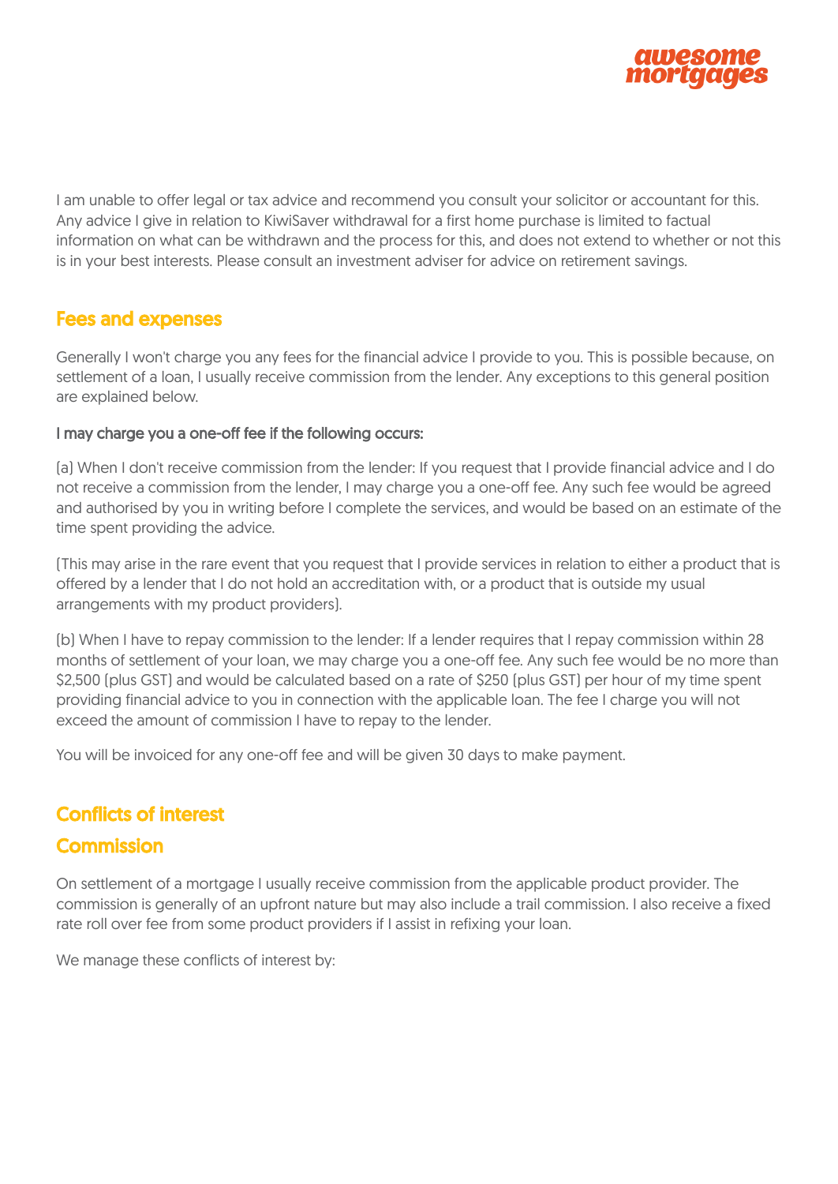I am unable to offer legal or tax advice and recommend you consult your solicitor or accountant for this. Any advice I give in relation to KiwiSaver withdrawal for a first home purchase is limited to factual information on what can be withdrawn and the process for this, and does not extend to whether or not this is in your best interests. Please consult an investment adviser for advice on retirement savings.

## Fees and expenses

Generally I won't charge you any fees for the financial advice I provide to you. This is possible because, on settlement of a loan, I usually receive commission from the lender. Any exceptions to this general position are explained below.

**I may charge you a one-off fee if the following occurs:**

(a) When I don't receive commission from the lender: If you request that I provide financial advice and I do not receive a commission from the lender, I may charge you a one-off fee. Any such fee would be agreed and authorised by you in writing before I complete the services, and would be based on an estimate of the time spent providing the advice.

(This may arise in the rare event that you request that I provide services in relation to either a product that is offered by a lender that I do not hold an accreditation with, or a product that is outside my usual arrangements with my product providers).

(b) When I have to repay commission to the lender: If a lender requires that I repay commission within 28 months of settlement of your loan, we may charge you a one-off fee. Any such fee would be no more than $2,500 (plus GST) and would be calculated based on a rate of $250 (plus GST) per hour of my time spent providing financial advice to you in connection with the applicable loan. The fee I charge you will not exceed the amount of commission I have to repay to the lender.

You will be invoiced for any one-off fee and will be given 30 days to make payment.

## Conflicts of interest

## Commission

On settlement of a mortgage I usually receive commission from the applicable product provider. The commission is generally of an upfront nature but may also include a trail commission. I also receive a fixed rate roll over fee from some product providers if I assist in refixing your loan.

We manage these conflicts of interest by: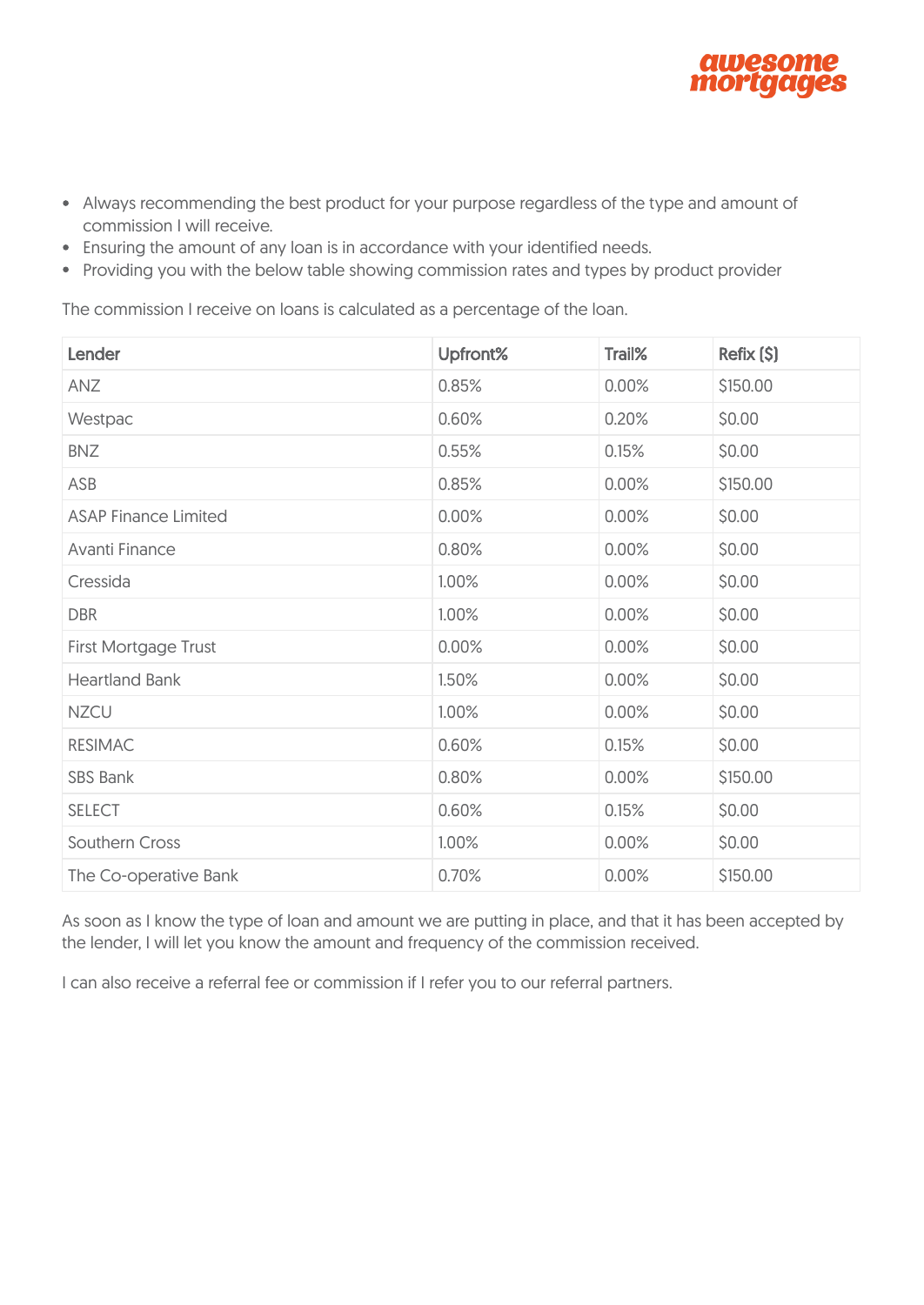- Always recommending the best product for your purpose regardless of the type and amount of commission I will receive.
- Ensuring the amount of any loan is in accordance with your identified needs.
- Providing you with the below table showing commission rates and types by product provider

The commission I receive on loans is calculated as a percentage of the loan.

| Lender | Upfront% | Trail% | Refix ($) |
|---|---|---|---|
| ANZ | 0.85% | 0.00% | $150.00 |
| Westpac | 0.60% | 0.20% | $0.00 |
| BNZ | 0.55% | 0.15% | $0.00 |
| ASB | 0.85% | 0.00% | $150.00 |
| ASAP Finance Limited | 0.00% | 0.00% | $0.00 |
| Avanti Finance | 0.80% | 0.00% | $0.00 |
| Cressida | 1.00% | 0.00% | $0.00 |
| DBR | 1.00% | 0.00% | $0.00 |
| First Mortgage Trust | 0.00% | 0.00% | $0.00 |
| Heartland Bank | 1.50% | 0.00% | $0.00 |
| NZCU | 1.00% | 0.00% | $0.00 |
| RESIMAC | 0.60% | 0.15% | $0.00 |
| SBS Bank | 0.80% | 0.00% | $150.00 |
| SELECT | 0.60% | 0.15% | $0.00 |
| Southern Cross | 1.00% | 0.00% | $0.00 |
| The Co-operative Bank | 0.70% | 0.00% | $150.00 |

As soon as I know the type of loan and amount we are putting in place, and that it has been accepted by the lender, I will let you know the amount and frequency of the commission received.

I can also receive a referral fee or commission if I refer you to our referral partners.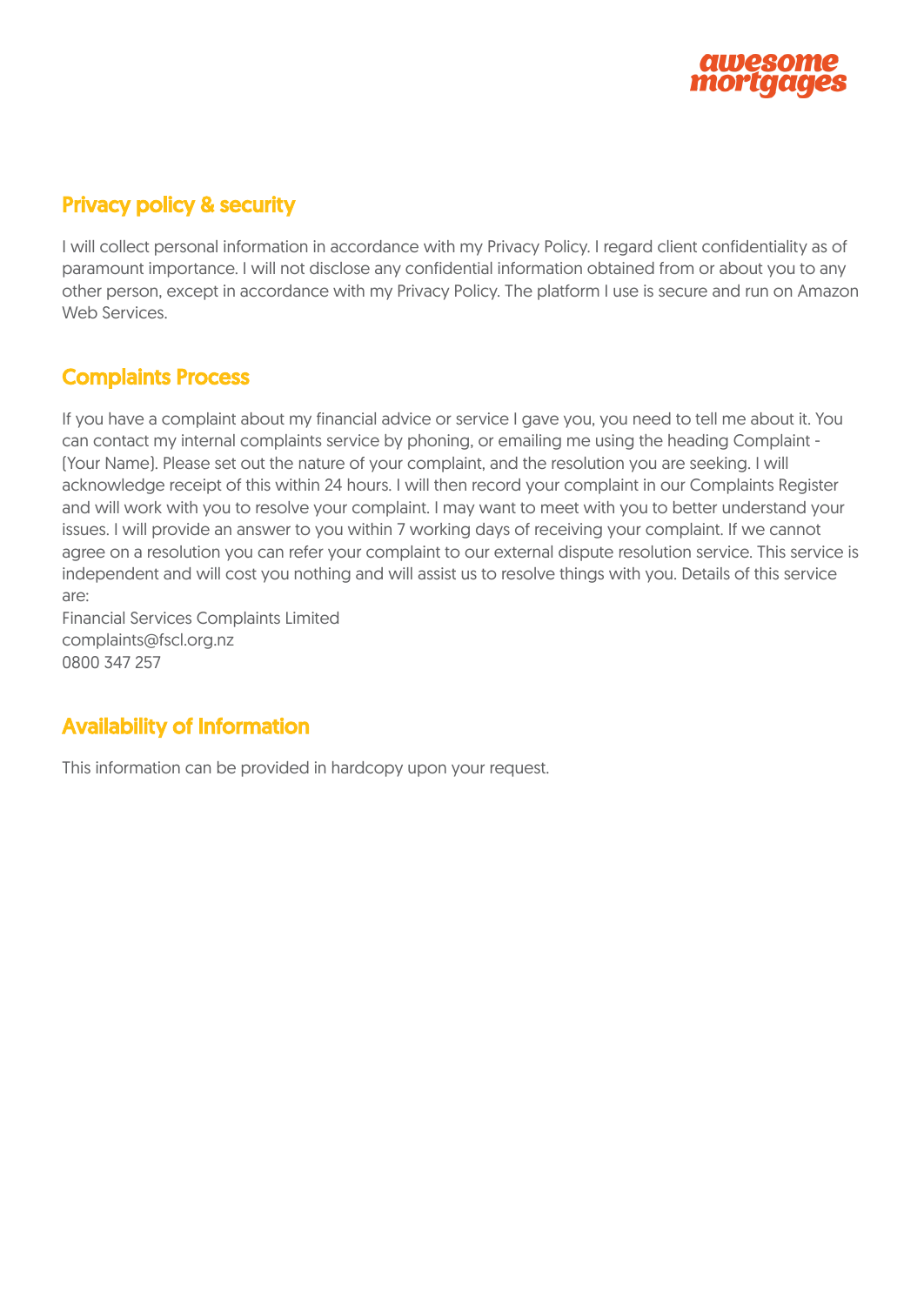## Privacy policy & security

I will collect personal information in accordance with my Privacy Policy. I regard client confidentiality as of paramount importance. I will not disclose any confidential information obtained from or about you to any other person, except in accordance with my Privacy Policy. The platform I use is secure and run on Amazon Web Services.

## Complaints Process

If you have a complaint about my financial advice or service I gave you, you need to tell me about it. You can contact my internal complaints service by phoning, or emailing me using the heading Complaint - (Your Name). Please set out the nature of your complaint, and the resolution you are seeking. I will acknowledge receipt of this within 24 hours. I will then record your complaint in our Complaints Register and will work with you to resolve your complaint. I may want to meet with you to better understand your issues. I will provide an answer to you within 7 working days of receiving your complaint. If we cannot agree on a resolution you can refer your complaint to our external dispute resolution service. This service is independent and will cost you nothing and will assist us to resolve things with you. Details of this service are:

Financial Services Complaints Limited
complaints@fscl.org.nz
0800 347 257

## Availability of Information

This information can be provided in hardcopy upon your request.